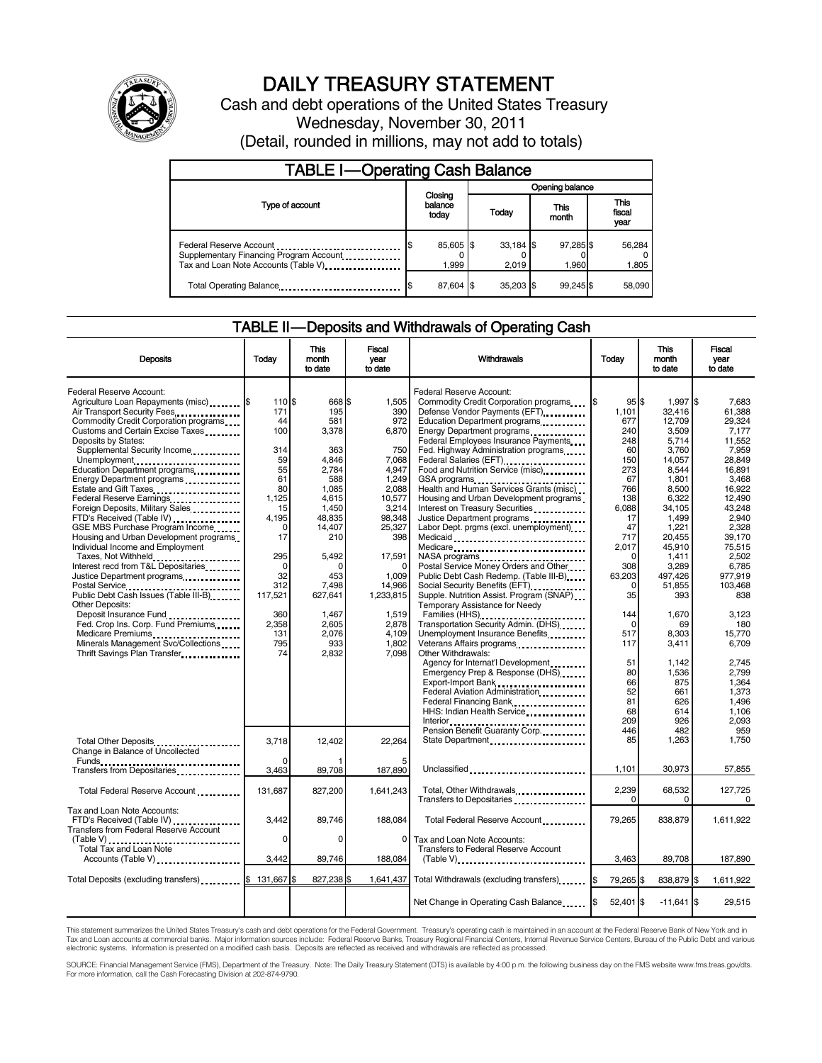# DAILY TREASURY STATEMENT

Cash and debt operations of the United States Treasury

Wednesday, November 30, 2011

(Detail, rounded in millions, may not add to totals)

## TABLE I—Operating Cash Balance

| Type of account | Closing balance today | Opening balance Today | Opening balance This month | Opening balance This fiscal year |
|---|---|---|---|---|
| Federal Reserve Account | $ 85,605 | $ 33,184 | $ 97,285 | $ 56,284 |
| Supplementary Financing Program Account | 0 | 0 | 0 | 0 |
| Tax and Loan Note Accounts (Table V) | 1,999 | 2,019 | 1,960 | 1,805 |
| Total Operating Balance | $ 87,604 | $ 35,203 | $ 99,245 | $ 58,090 |

## TABLE II—Deposits and Withdrawals of Operating Cash

| Deposits | Today | This month to date | Fiscal year to date |
|---|---|---|---|
| Federal Reserve Account: | | | |
| Agriculture Loan Repayments (misc) | $ 110 | $ 668 | $ 1,505 |
| Air Transport Security Fees | 171 | 195 | 390 |
| Commodity Credit Corporation programs | 44 | 581 | 972 |
| Customs and Certain Excise Taxes | 100 | 3,378 | 6,870 |
| Deposits by States: | | | |
| Supplemental Security Income | 314 | 363 | 750 |
| Unemployment | 59 | 4,846 | 7,068 |
| Education Department programs | 55 | 2,784 | 4,947 |
| Energy Department programs | 61 | 588 | 1,249 |
| Estate and Gift Taxes | 80 | 1,085 | 2,088 |
| Federal Reserve Earnings | 1,125 | 4,615 | 10,577 |
| Foreign Deposits, Military Sales | 15 | 1,450 | 3,214 |
| FTD's Received (Table IV) | 4,195 | 48,835 | 98,348 |
| GSE MBS Purchase Program Income | 0 | 14,407 | 25,327 |
| Housing and Urban Development programs | 17 | 210 | 398 |
| Individual Income and Employment Taxes, Not Withheld | 295 | 5,492 | 17,591 |
| Interest recd from T&L Depositaries | 0 | 0 | 0 |
| Justice Department programs | 32 | 453 | 1,009 |
| Postal Service | 312 | 7,498 | 14,966 |
| Public Debt Cash Issues (Table III-B) | 117,521 | 627,641 | 1,233,815 |
| Other Deposits: | | | |
| Deposit Insurance Fund | 360 | 1,467 | 1,519 |
| Fed. Crop Ins. Corp. Fund Premiums | 2,358 | 2,605 | 2,878 |
| Medicare Premiums | 131 | 2,076 | 4,109 |
| Minerals Management Svc/Collections | 795 | 933 | 1,802 |
| Thrift Savings Plan Transfer | 74 | 2,832 | 7,098 |
| Total Other Deposits | 3,718 | 12,402 | 22,264 |
| Change in Balance of Uncollected Funds | 0 | 1 | 5 |
| Transfers from Depositaries | 3,463 | 89,708 | 187,890 |
| Total Federal Reserve Account | 131,687 | 827,200 | 1,641,243 |
| Tax and Loan Note Accounts: | | | |
| FTD's Received (Table IV) | 3,442 | 89,746 | 188,084 |
| Transfers from Federal Reserve Account (Table V) | 0 | 0 | 0 |
| Total Tax and Loan Note Accounts (Table V) | 3,442 | 89,746 | 188,084 |
| Total Deposits (excluding transfers) | $ 131,667 | $ 827,238 | $ 1,641,437 |

| Withdrawals | Today | This month to date | Fiscal year to date |
|---|---|---|---|
| Federal Reserve Account: | | | |
| Commodity Credit Corporation programs | $ 95 | $ 1,997 | $ 7,683 |
| Defense Vendor Payments (EFT) | 1,101 | 32,416 | 61,388 |
| Education Department programs | 677 | 12,709 | 29,324 |
| Energy Department programs | 240 | 3,509 | 7,177 |
| Federal Employees Insurance Payments | 248 | 5,714 | 11,552 |
| Fed. Highway Administration programs | 60 | 3,760 | 7,959 |
| Federal Salaries (EFT) | 150 | 14,057 | 28,849 |
| Food and Nutrition Service (misc) | 273 | 8,544 | 16,891 |
| GSA programs | 67 | 1,801 | 3,468 |
| Health and Human Services Grants (misc) | 766 | 8,500 | 16,922 |
| Housing and Urban Development programs | 138 | 6,322 | 12,490 |
| Interest on Treasury Securities | 6,088 | 34,105 | 43,248 |
| Justice Department programs | 17 | 1,499 | 2,940 |
| Labor Dept. prgms (excl. unemployment) | 47 | 1,221 | 2,328 |
| Medicaid | 717 | 20,455 | 39,170 |
| Medicare | 2,017 | 45,910 | 75,515 |
| NASA programs | 0 | 1,411 | 2,502 |
| Postal Service Money Orders and Other | 308 | 3,289 | 6,785 |
| Public Debt Cash Redemp. (Table III-B) | 63,203 | 497,426 | 977,919 |
| Social Security Benefits (EFT) | 0 | 51,855 | 103,468 |
| Supple. Nutrition Assist. Program (SNAP) | 35 | 393 | 838 |
| Temporary Assistance for Needy Families (HHS) | 144 | 1,670 | 3,123 |
| Transportation Security Admin. (DHS) | 0 | 69 | 180 |
| Unemployment Insurance Benefits | 517 | 8,303 | 15,770 |
| Veterans Affairs programs | 117 | 3,411 | 6,709 |
| Other Withdrawals: | | | |
| Agency for Internat'l Development | 51 | 1,142 | 2,745 |
| Emergency Prep & Response (DHS) | 80 | 1,536 | 2,799 |
| Export-Import Bank | 66 | 875 | 1,364 |
| Federal Aviation Administration | 52 | 661 | 1,373 |
| Federal Financing Bank | 81 | 626 | 1,496 |
| HHS: Indian Health Service | 68 | 614 | 1,106 |
| Interior | 209 | 926 | 2,093 |
| Pension Benefit Guaranty Corp. | 446 | 482 | 959 |
| State Department | 85 | 1,263 | 1,750 |
| Unclassified | 1,101 | 30,973 | 57,855 |
| Total, Other Withdrawals | 2,239 | 68,532 | 127,725 |
| Transfers to Depositaries | 0 | 0 | 0 |
| Total Federal Reserve Account | 79,265 | 838,879 | 1,611,922 |
| Tax and Loan Note Accounts: | | | |
| Transfers to Federal Reserve Account (Table V) | 3,463 | 89,708 | 187,890 |
| Total Withdrawals (excluding transfers) | $ 79,265 | $ 838,879 | $ 1,611,922 |
| Net Change in Operating Cash Balance | $ 52,401 | $ -11,641 | $ 29,515 |

This statement summarizes the United States Treasury's cash and debt operations for the Federal Government. Treasury's operating cash is maintained in an account at the Federal Reserve Bank of New York and in Tax and Loan accounts at commercial banks. Major information sources include: Federal Reserve Banks, Treasury Regional Financial Centers, Internal Revenue Service Centers, Bureau of the Public Debt and various electronic systems. Information is presented on a modified cash basis. Deposits are reflected as received and withdrawals are reflected as processed.

SOURCE: Financial Management Service (FMS), Department of the Treasury. Note: The Daily Treasury Statement (DTS) is available by 4:00 p.m. the following business day on the FMS website www.fms.treas.gov/dts. For more information, call the Cash Forecasting Division at 202-874-9790.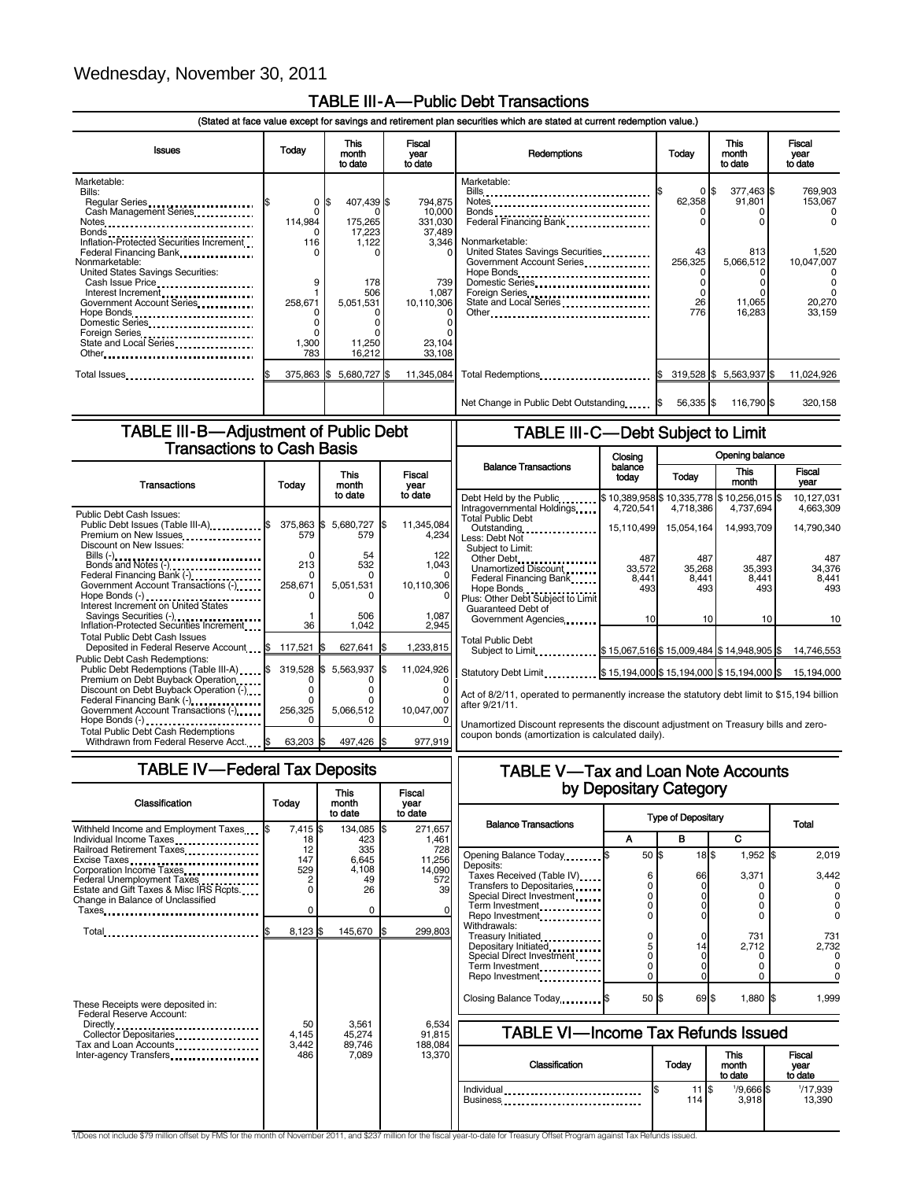Wednesday, November 30, 2011

## TABLE III-A—Public Debt Transactions

(Stated at face value except for savings and retirement plan securities which are stated at current redemption value.)

| Issues | Today | This month to date | Fiscal year to date |
|---|---|---|---|
| Marketable: | | | |
| Bills: | | | |
| Regular Series | $ 0 | $ 407,439 | $ 794,875 |
| Cash Management Series | 0 | 0 | 10,000 |
| Notes | 114,984 | 175,265 | 331,030 |
| Bonds | 0 | 17,223 | 37,489 |
| Inflation-Protected Securities Increment | 116 | 1,122 | 3,346 |
| Federal Financing Bank | 0 | 0 | 0 |
| Nonmarketable: | | | |
| United States Savings Securities: | | | |
| Cash Issue Price | 9 | 178 | 739 |
| Interest Increment | 1 | 506 | 1,087 |
| Government Account Series | 258,671 | 5,051,531 | 10,110,306 |
| Hope Bonds | 0 | 0 | 0 |
| Domestic Series | 0 | 0 | 0 |
| Foreign Series | 0 | 0 | 0 |
| State and Local Series | 1,300 | 11,250 | 23,104 |
| Other | 783 | 16,212 | 33,108 |
| Total Issues | $ 375,863 | $ 5,680,727 | $ 11,345,084 |

| Redemptions | Today | This month to date | Fiscal year to date |
|---|---|---|---|
| Marketable: | | | |
| Bills | $ 0 | $ 377,463 | $ 769,903 |
| Notes | 62,358 | 91,801 | 153,067 |
| Bonds | 0 | 0 | 0 |
| Federal Financing Bank | 0 | 0 | 0 |
| Nonmarketable: | | | |
| United States Savings Securities | 43 | 813 | 1,520 |
| Government Account Series | 256,325 | 5,066,512 | 10,047,007 |
| Hope Bonds | 0 | 0 | 0 |
| Domestic Series | 0 | 0 | 0 |
| Foreign Series | 0 | 0 | 0 |
| State and Local Series | 26 | 11,065 | 20,270 |
| Other | 776 | 16,283 | 33,159 |
| Total Redemptions | $ 319,528 | $ 5,563,937 | $ 11,024,926 |
| Net Change in Public Debt Outstanding | $ 56,335 | $ 116,790 | $ 320,158 |

## TABLE III-B—Adjustment of Public Debt Transactions to Cash Basis

| Transactions | Today | This month to date | Fiscal year to date |
|---|---|---|---|
| Public Debt Cash Issues: | | | |
| Public Debt Issues (Table III-A) | $ 375,863 | $ 5,680,727 | $ 11,345,084 |
| Premium on New Issues | 579 | 579 | 4,234 |
| Discount on New Issues: | | | |
| Bills (-) | 0 | 54 | 122 |
| Bonds and Notes (-) | 213 | 532 | 1,043 |
| Federal Financing Bank (-) | 0 | 0 | 0 |
| Government Account Transactions (-) | 258,671 | 5,051,531 | 10,110,306 |
| Hope Bonds (-) | 0 | 0 | 0 |
| Interest Increment on United States Savings Securities (-) | 1 | 506 | 1,087 |
| Inflation-Protected Securities Increment | 36 | 1,042 | 2,945 |
| Total Public Debt Cash Issues Deposited in Federal Reserve Account | $ 117,521 | $ 627,641 | $ 1,233,815 |
| Public Debt Cash Redemptions: | | | |
| Public Debt Redemptions (Table III-A) | $ 319,528 | $ 5,563,937 | $ 11,024,926 |
| Premium on Debt Buyback Operation | 0 | 0 | 0 |
| Discount on Debt Buyback Operation (-) | 0 | 0 | 0 |
| Federal Financing Bank (-) | 0 | 0 | 0 |
| Government Account Transactions (-) | 256,325 | 5,066,512 | 10,047,007 |
| Hope Bonds (-) | 0 | 0 | 0 |
| Total Public Debt Cash Redemptions Withdrawn from Federal Reserve Acct. | $ 63,203 | $ 497,426 | $ 977,919 |

## TABLE III-C—Debt Subject to Limit

| Balance Transactions | Closing balance today | Opening balance Today | Opening balance This month | Opening balance Fiscal year |
|---|---|---|---|---|
| Debt Held by the Public | $ 10,389,958 | $ 10,335,778 | $ 10,256,015 | $ 10,127,031 |
| Intragovernmental Holdings | 4,720,541 | 4,718,386 | 4,737,694 | 4,663,309 |
| Total Public Debt Outstanding | 15,110,499 | 15,054,164 | 14,993,709 | 14,790,340 |
| Less: Debt Not Subject to Limit: | | | | |
| Other Debt | 487 | 487 | 487 | 487 |
| Unamortized Discount | 33,572 | 35,268 | 35,393 | 34,376 |
| Federal Financing Bank | 8,441 | 8,441 | 8,441 | 8,441 |
| Hope Bonds | 493 | 493 | 493 | 493 |
| Plus: Other Debt Subject to Limit Guaranteed Debt of Government Agencies | 10 | 10 | 10 | 10 |
| Total Public Debt Subject to Limit | $ 15,067,516 | $ 15,009,484 | $ 14,948,905 | $ 14,746,553 |
| Statutory Debt Limit | $ 15,194,000 | $ 15,194,000 | $ 15,194,000 | $ 15,194,000 |

Act of 8/2/11, operated to permanently increase the statutory debt limit to $15,194 billion after 9/21/11.

Unamortized Discount represents the discount adjustment on Treasury bills and zero-coupon bonds (amortization is calculated daily).

## TABLE IV—Federal Tax Deposits

| Classification | Today | This month to date | Fiscal year to date |
|---|---|---|---|
| Withheld Income and Employment Taxes | $ 7,415 | $ 134,085 | $ 271,657 |
| Individual Income Taxes | 18 | 423 | 1,461 |
| Railroad Retirement Taxes | 12 | 335 | 728 |
| Excise Taxes | 147 | 6,645 | 11,256 |
| Corporation Income Taxes | 529 | 4,108 | 14,090 |
| Federal Unemployment Taxes | 2 | 49 | 572 |
| Estate and Gift Taxes & Misc IRS Rcpts. | 0 | 26 | 39 |
| Change in Balance of Unclassified Taxes | 0 | 0 | 0 |
| Total | $ 8,123 | $ 145,670 | $ 299,803 |
| These Receipts were deposited in: | | | |
| Federal Reserve Account: | | | |
| Directly | 50 | 3,561 | 6,534 |
| Collector Depositaries | 4,145 | 45,274 | 91,815 |
| Tax and Loan Accounts | 3,442 | 89,746 | 188,084 |
| Inter-agency Transfers | 486 | 7,089 | 13,370 |

## TABLE V—Tax and Loan Note Accounts by Depositary Category

| Balance Transactions | Type of Depositary A | B | C | Total |
|---|---|---|---|---|
| Opening Balance Today | $ 50 | $ 18 | $ 1,952 | $ 2,019 |
| Deposits: | | | | |
| Taxes Received (Table IV) | 6 | 66 | 3,371 | 3,442 |
| Transfers to Depositaries | 0 | 0 | 0 | 0 |
| Special Direct Investment | 0 | 0 | 0 | 0 |
| Term Investment | 0 | 0 | 0 | 0 |
| Repo Investment | 0 | 0 | 0 | 0 |
| Withdrawals: | | | | |
| Treasury Initiated | 0 | 0 | 731 | 731 |
| Depositary Initiated | 5 | 14 | 2,712 | 2,732 |
| Special Direct Investment | 0 | 0 | 0 | 0 |
| Term Investment | 0 | 0 | 0 | 0 |
| Repo Investment | 0 | 0 | 0 | 0 |
| Closing Balance Today | $ 50 | $ 69 | $ 1,880 | $ 1,999 |

## TABLE VI—Income Tax Refunds Issued

| Classification | Today | This month to date | Fiscal year to date |
|---|---|---|---|
| Individual | $ 11 | $ [1]9,666 | $ [1]17,939 |
| Business | 114 | 3,918 | 13,390 |

1/Does not include $79 million offset by FMS for the month of November 2011, and $237 million for the fiscal year-to-date for Treasury Offset Program against Tax Refunds issued.